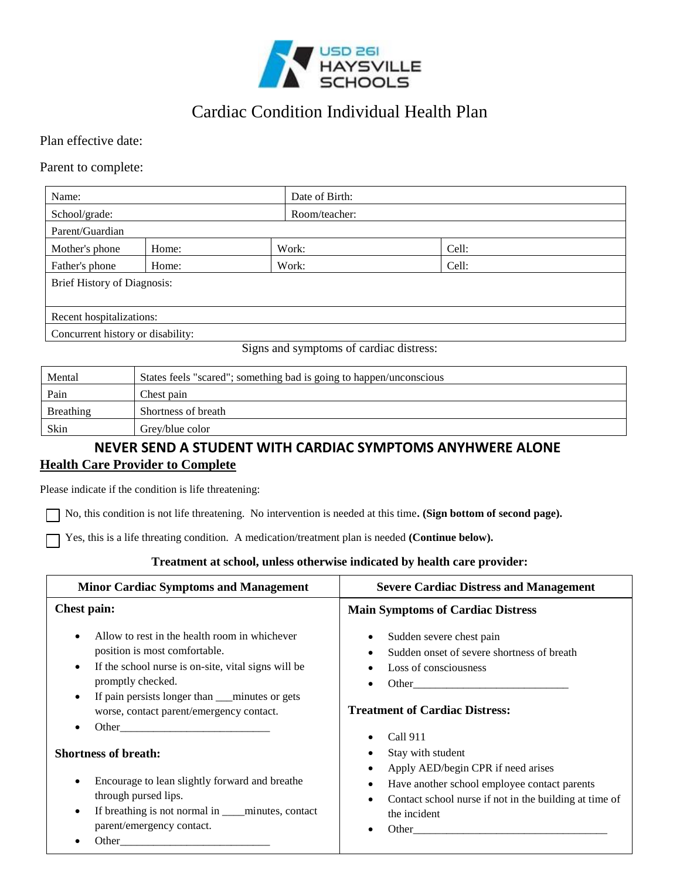USD 261 HAYSVILLE SCHOOLS

# Cardiac Condition Individual Health Plan

Plan effective date:

Parent to complete:

| Name: | | Date of Birth: | |
|---|---|---|---|
| School/grade: | | Room/teacher: | |
| Parent/Guardian | | | |
| Mother's phone | Home: | Work: | Cell: |
| Father's phone | Home: | Work: | Cell: |
| Brief History of Diagnosis: | | | |
| Recent hospitalizations: | | | |
| Concurrent history or disability: | | | |

Signs and symptoms of cardiac distress:

| Mental | States feels "scared"; something bad is going to happen/unconscious |
|---|---|
| Pain | Chest pain |
| Breathing | Shortness of breath |
| Skin | Grey/blue color |

## NEVER SEND A STUDENT WITH CARDIAC SYMPTOMS ANYHWERE ALONE

## Health Care Provider to Complete

Please indicate if the condition is life threatening:

☐ No, this condition is not life threatening. No intervention is needed at this time**. (Sign bottom of second page).**

☐ Yes, this is a life threating condition. A medication/treatment plan is needed **(Continue below).**

**Treatment at school, unless otherwise indicated by health care provider:**

### Minor Cardiac Symptoms and Management

**Chest pain:**

- Allow to rest in the health room in whichever position is most comfortable.
- If the school nurse is on-site, vital signs will be promptly checked.
- If pain persists longer than ___minutes or gets worse, contact parent/emergency contact.
- Other___________________________

**Shortness of breath:**

- Encourage to lean slightly forward and breathe through pursed lips.
- If breathing is not normal in ____minutes, contact parent/emergency contact.
- Other___________________________

### Severe Cardiac Distress and Management

**Main Symptoms of Cardiac Distress**

- Sudden severe chest pain
- Sudden onset of severe shortness of breath
- Loss of consciousness
- Other___________________________

**Treatment of Cardiac Distress:**

- Call 911
- Stay with student
- Apply AED/begin CPR if need arises
- Have another school employee contact parents
- Contact school nurse if not in the building at time of the incident
- Other___________________________________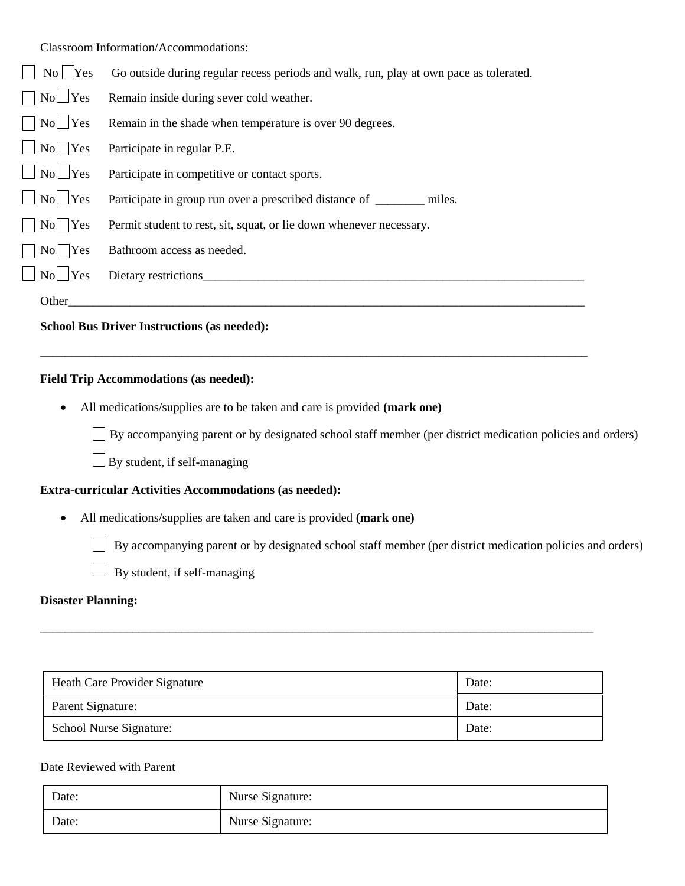Classroom Information/Accommodations:

- ☐ No ☐ Yes Go outside during regular recess periods and walk, run, play at own pace as tolerated.
- ☐ No ☐ Yes Remain inside during sever cold weather.
- ☐ No ☐ Yes Remain in the shade when temperature is over 90 degrees.
- ☐ No ☐ Yes Participate in regular P.E.
- ☐ No ☐ Yes Participate in competitive or contact sports.
- ☐ No ☐ Yes Participate in group run over a prescribed distance of ________ miles.
- ☐ No ☐ Yes Permit student to rest, sit, squat, or lie down whenever necessary.
- ☐ No ☐ Yes Bathroom access as needed.
- ☐ No ☐ Yes Dietary restrictions________________________________________________________________

Other__________________________________________________________________________________________

**School Bus Driver Instructions (as needed):**

______________________________________________________________________________________________

**Field Trip Accommodations (as needed):**

- All medications/supplies are to be taken and care is provided **(mark one)**
  - ☐ By accompanying parent or by designated school staff member (per district medication policies and orders)
  - ☐ By student, if self-managing

**Extra-curricular Activities Accommodations (as needed):**

- All medications/supplies are taken and care is provided **(mark one)**
  - ☐ By accompanying parent or by designated school staff member (per district medication policies and orders)
  - ☐ By student, if self-managing

**Disaster Planning:**

______________________________________________________________________________________________

| | |
|---|---|
| Heath Care Provider Signature | Date: |
| Parent Signature: | Date: |
| School Nurse Signature: | Date: |

Date Reviewed with Parent

| | |
|---|---|
| Date: | Nurse Signature: |
| Date: | Nurse Signature: |